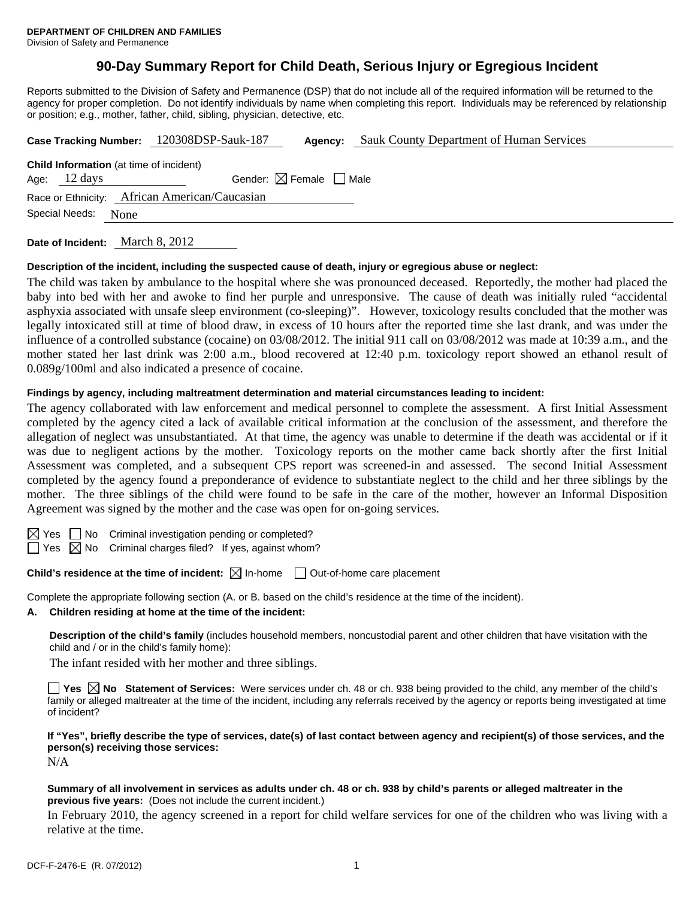**DEPARTMENT OF CHILDREN AND FAMILIES**
Division of Safety and Permanence

# 90-Day Summary Report for Child Death, Serious Injury or Egregious Incident

Reports submitted to the Division of Safety and Permanence (DSP) that do not include all of the required information will be returned to the agency for proper completion. Do not identify individuals by name when completing this report. Individuals may be referenced by relationship or position; e.g., mother, father, child, sibling, physician, detective, etc.

**Case Tracking Number:** 120308DSP-Sauk-187 **Agency:** Sauk County Department of Human Services

**Child Information** (at time of incident)

Age: 12 days Gender: ☒ Female ☐ Male

Race or Ethnicity: African American/Caucasian

Special Needs: None

**Date of Incident:** March 8, 2012

**Description of the incident, including the suspected cause of death, injury or egregious abuse or neglect:**

The child was taken by ambulance to the hospital where she was pronounced deceased. Reportedly, the mother had placed the baby into bed with her and awoke to find her purple and unresponsive. The cause of death was initially ruled "accidental asphyxia associated with unsafe sleep environment (co-sleeping)". However, toxicology results concluded that the mother was legally intoxicated still at time of blood draw, in excess of 10 hours after the reported time she last drank, and was under the influence of a controlled substance (cocaine) on 03/08/2012. The initial 911 call on 03/08/2012 was made at 10:39 a.m., and the mother stated her last drink was 2:00 a.m., blood recovered at 12:40 p.m. toxicology report showed an ethanol result of 0.089g/100ml and also indicated a presence of cocaine.

**Findings by agency, including maltreatment determination and material circumstances leading to incident:**

The agency collaborated with law enforcement and medical personnel to complete the assessment. A first Initial Assessment completed by the agency cited a lack of available critical information at the conclusion of the assessment, and therefore the allegation of neglect was unsubstantiated. At that time, the agency was unable to determine if the death was accidental or if it was due to negligent actions by the mother. Toxicology reports on the mother came back shortly after the first Initial Assessment was completed, and a subsequent CPS report was screened-in and assessed. The second Initial Assessment completed by the agency found a preponderance of evidence to substantiate neglect to the child and her three siblings by the mother. The three siblings of the child were found to be safe in the care of the mother, however an Informal Disposition Agreement was signed by the mother and the case was open for on-going services.

☒ Yes ☐ No Criminal investigation pending or completed?

☐ Yes ☒ No Criminal charges filed? If yes, against whom?

**Child's residence at the time of incident:** ☒ In-home ☐ Out-of-home care placement

Complete the appropriate following section (A. or B. based on the child's residence at the time of the incident).

**A. Children residing at home at the time of the incident:**

**Description of the child's family** (includes household members, noncustodial parent and other children that have visitation with the child and / or in the child's family home):

The infant resided with her mother and three siblings.

☐ **Yes** ☒ **No Statement of Services:** Were services under ch. 48 or ch. 938 being provided to the child, any member of the child's family or alleged maltreater at the time of the incident, including any referrals received by the agency or reports being investigated at time of incident?

**If "Yes", briefly describe the type of services, date(s) of last contact between agency and recipient(s) of those services, and the person(s) receiving those services:**

N/A

**Summary of all involvement in services as adults under ch. 48 or ch. 938 by child's parents or alleged maltreater in the previous five years:** (Does not include the current incident.)

In February 2010, the agency screened in a report for child welfare services for one of the children who was living with a relative at the time.

DCF-F-2476-E (R. 07/2012)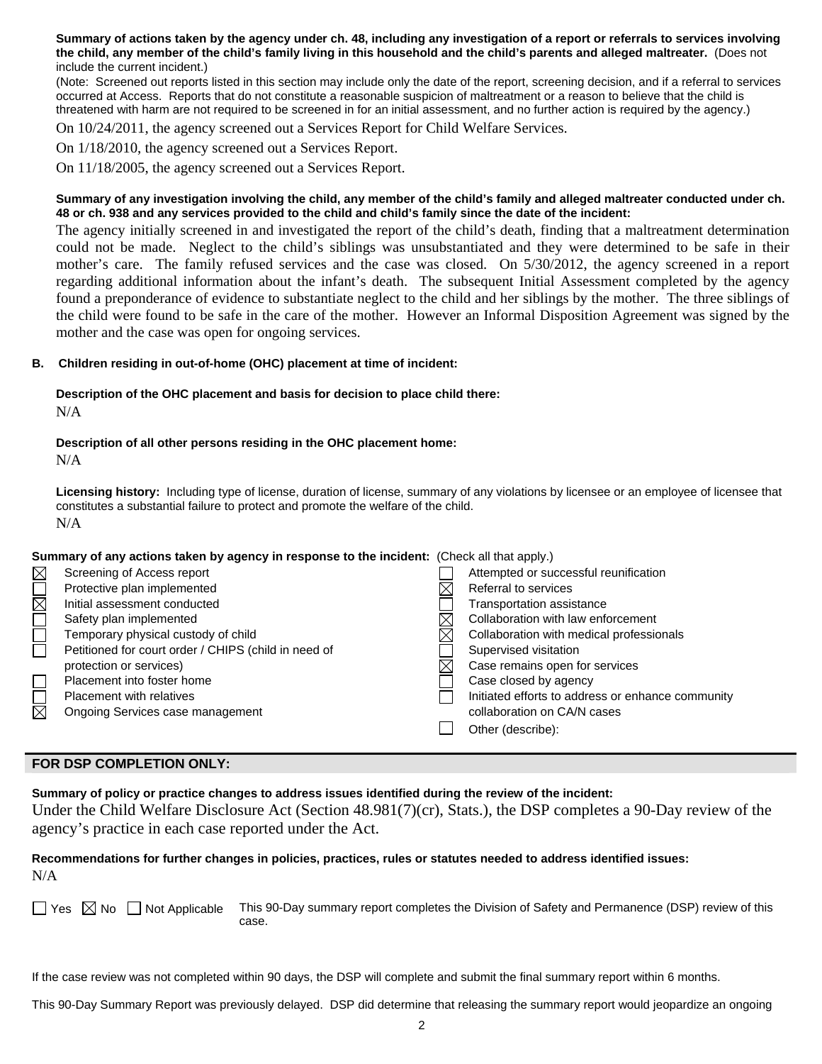**Summary of actions taken by the agency under ch. 48, including any investigation of a report or referrals to services involving the child, any member of the child's family living in this household and the child's parents and alleged maltreater.** (Does not include the current incident.)

(Note: Screened out reports listed in this section may include only the date of the report, screening decision, and if a referral to services occurred at Access. Reports that do not constitute a reasonable suspicion of maltreatment or a reason to believe that the child is threatened with harm are not required to be screened in for an initial assessment, and no further action is required by the agency.)

On 10/24/2011, the agency screened out a Services Report for Child Welfare Services.

On 1/18/2010, the agency screened out a Services Report.

On 11/18/2005, the agency screened out a Services Report.

**Summary of any investigation involving the child, any member of the child's family and alleged maltreater conducted under ch. 48 or ch. 938 and any services provided to the child and child's family since the date of the incident:**

The agency initially screened in and investigated the report of the child's death, finding that a maltreatment determination could not be made. Neglect to the child's siblings was unsubstantiated and they were determined to be safe in their mother's care. The family refused services and the case was closed. On 5/30/2012, the agency screened in a report regarding additional information about the infant's death. The subsequent Initial Assessment completed by the agency found a preponderance of evidence to substantiate neglect to the child and her siblings by the mother. The three siblings of the child were found to be safe in the care of the mother. However an Informal Disposition Agreement was signed by the mother and the case was open for ongoing services.

**B. Children residing in out-of-home (OHC) placement at time of incident:**

**Description of the OHC placement and basis for decision to place child there:**

N/A

**Description of all other persons residing in the OHC placement home:**

N/A

**Licensing history:** Including type of license, duration of license, summary of any violations by licensee or an employee of licensee that constitutes a substantial failure to protect and promote the welfare of the child.

N/A

**Summary of any actions taken by agency in response to the incident:** (Check all that apply.)

- ☒ Screening of Access report
- ☐ Protective plan implemented
- ☒ Initial assessment conducted
- ☐ Safety plan implemented
- ☐ Temporary physical custody of child
- ☐ Petitioned for court order / CHIPS (child in need of protection or services)
- ☐ Placement into foster home
- ☐ Placement with relatives
- ☒ Ongoing Services case management
- ☐ Attempted or successful reunification
- ☒ Referral to services
- ☐ Transportation assistance
- ☒ Collaboration with law enforcement
- ☒ Collaboration with medical professionals
- ☐ Supervised visitation
- ☒ Case remains open for services
- ☐ Case closed by agency
- ☐ Initiated efforts to address or enhance community collaboration on CA/N cases
- ☐ Other (describe):

## FOR DSP COMPLETION ONLY:

**Summary of policy or practice changes to address issues identified during the review of the incident:**

Under the Child Welfare Disclosure Act (Section 48.981(7)(cr), Stats.), the DSP completes a 90-Day review of the agency's practice in each case reported under the Act.

**Recommendations for further changes in policies, practices, rules or statutes needed to address identified issues:**

N/A

☐ Yes ☒ No ☐ Not Applicable This 90-Day summary report completes the Division of Safety and Permanence (DSP) review of this case.

If the case review was not completed within 90 days, the DSP will complete and submit the final summary report within 6 months.

This 90-Day Summary Report was previously delayed. DSP did determine that releasing the summary report would jeopardize an ongoing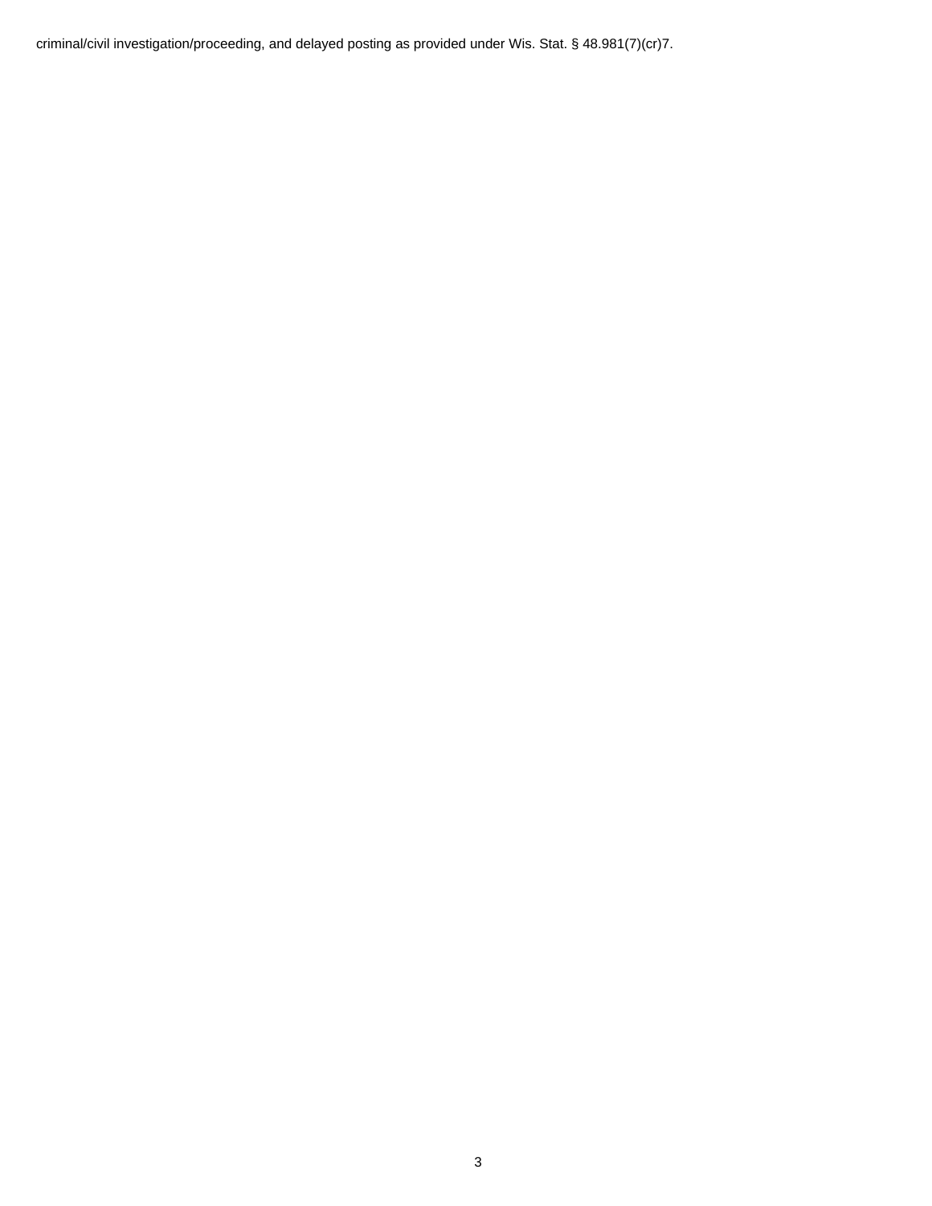criminal/civil investigation/proceeding, and delayed posting as provided under Wis. Stat. § 48.981(7)(cr)7.